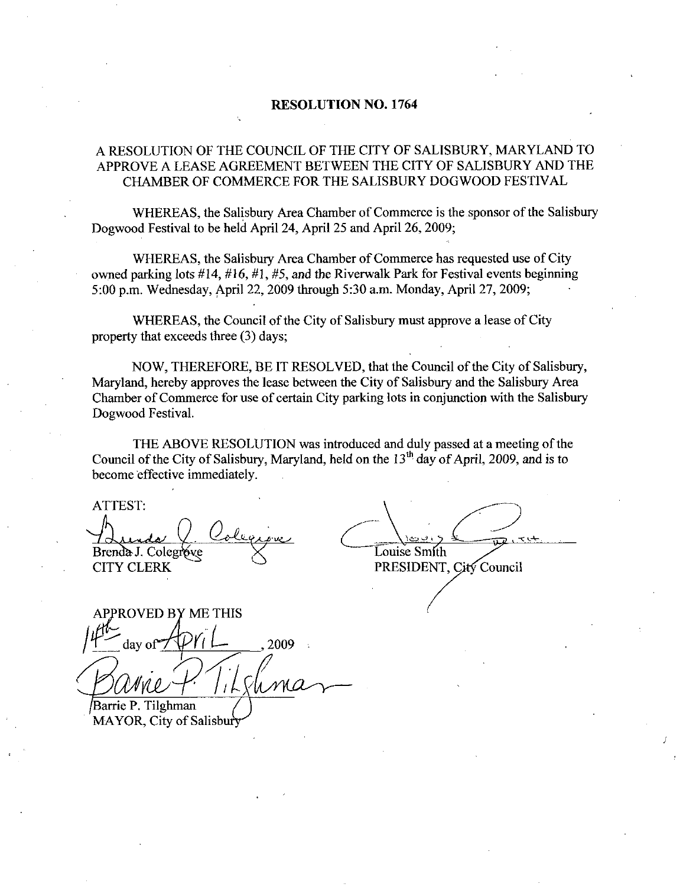# RESOLUTION NO. 1764

## A RESOLUTION OF THE COUNCIL OF THE CITY OF SALISBURY, MARYLAND TO APPROVE A LEASE AGREEMENT BETWEEN THE CITY OF SALISBURY AND THE CHAMBER OF COMMERCE FOR THE SALISBURY DOGWOOD FESTIVAL

WHEREAS, the Salisbury Area Chamber of Commerce is the sponsor of the Salisbury Dogwood Festival to be held April 24, April 25 and April 26, 2009;

WHEREAS, the Salisbury Area Chamber of Commerce has requested use of City owned parking lots #14, #16, #1, #5, and the Riverwalk Park for Festival events beginning 5:00 p.m. Wednesday, April 22, 2009 through 5:30 a.m. Monday, April 27, 2009;

WHEREAS, the Council of the City of Salisbury must approve a lease of City property that exceeds three (3) days;

NOW, THEREFORE, BE IT RESOLVED, that the Council of the City of Salisbury, Maryland, hereby approves the lease between the City of Salisbury and the Salisbury Area Chamber of Commerce for use of certain City parking lots in conjunction with the Salisbury Dogwood Festival.

THE ABOVE RESOLUTION was introduced and duly passed at a meeting of the Council of the City of Salisbury, Maryland, held on the 13th day of April, 2009, and is to become effective immediately.

ATTEST:

Brenda J. Colegrove
CITY CLERK

Louise Smith
PRESIDENT, City Council

APPROVED BY ME THIS
14th day of April, 2009

Barrie P. Tilghman
MAYOR, City of Salisbury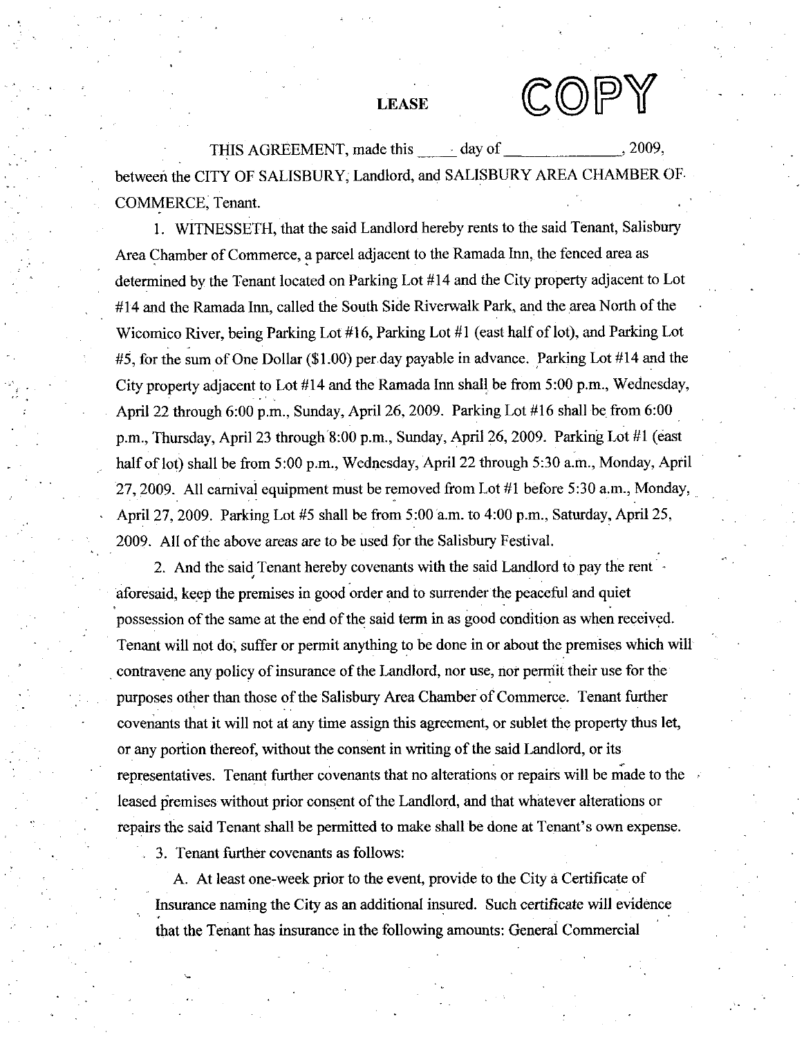# LEASE

COPY

THIS AGREEMENT, made this \_\_\_\_\_ day of \_\_\_\_\_\_\_\_\_\_\_\_\_\_\_, 2009, between the CITY OF SALISBURY, Landlord, and SALISBURY AREA CHAMBER OF COMMERCE, Tenant.

1. WITNESSETH, that the said Landlord hereby rents to the said Tenant, Salisbury Area Chamber of Commerce, a parcel adjacent to the Ramada Inn, the fenced area as determined by the Tenant located on Parking Lot #14 and the City property adjacent to Lot #14 and the Ramada Inn, called the South Side Riverwalk Park, and the area North of the Wicomico River, being Parking Lot #16, Parking Lot #1 (east half of lot), and Parking Lot #5, for the sum of One Dollar ($1.00) per day payable in advance. Parking Lot #14 and the City property adjacent to Lot #14 and the Ramada Inn shall be from 5:00 p.m., Wednesday, April 22 through 6:00 p.m., Sunday, April 26, 2009. Parking Lot #16 shall be from 6:00 p.m., Thursday, April 23 through 8:00 p.m., Sunday, April 26, 2009. Parking Lot #1 (east half of lot) shall be from 5:00 p.m., Wednesday, April 22 through 5:30 a.m., Monday, April 27, 2009. All carnival equipment must be removed from Lot #1 before 5:30 a.m., Monday, April 27, 2009. Parking Lot #5 shall be from 5:00 a.m. to 4:00 p.m., Saturday, April 25, 2009. All of the above areas are to be used for the Salisbury Festival.

2. And the said Tenant hereby covenants with the said Landlord to pay the rent aforesaid, keep the premises in good order and to surrender the peaceful and quiet possession of the same at the end of the said term in as good condition as when received. Tenant will not do, suffer or permit anything to be done in or about the premises which will contravene any policy of insurance of the Landlord, nor use, nor permit their use for the purposes other than those of the Salisbury Area Chamber of Commerce. Tenant further covenants that it will not at any time assign this agreement, or sublet the property thus let, or any portion thereof, without the consent in writing of the said Landlord, or its representatives. Tenant further covenants that no alterations or repairs will be made to the leased premises without prior consent of the Landlord, and that whatever alterations or repairs the said Tenant shall be permitted to make shall be done at Tenant's own expense.

3. Tenant further covenants as follows:

A. At least one-week prior to the event, provide to the City a Certificate of Insurance naming the City as an additional insured. Such certificate will evidence that the Tenant has insurance in the following amounts: General Commercial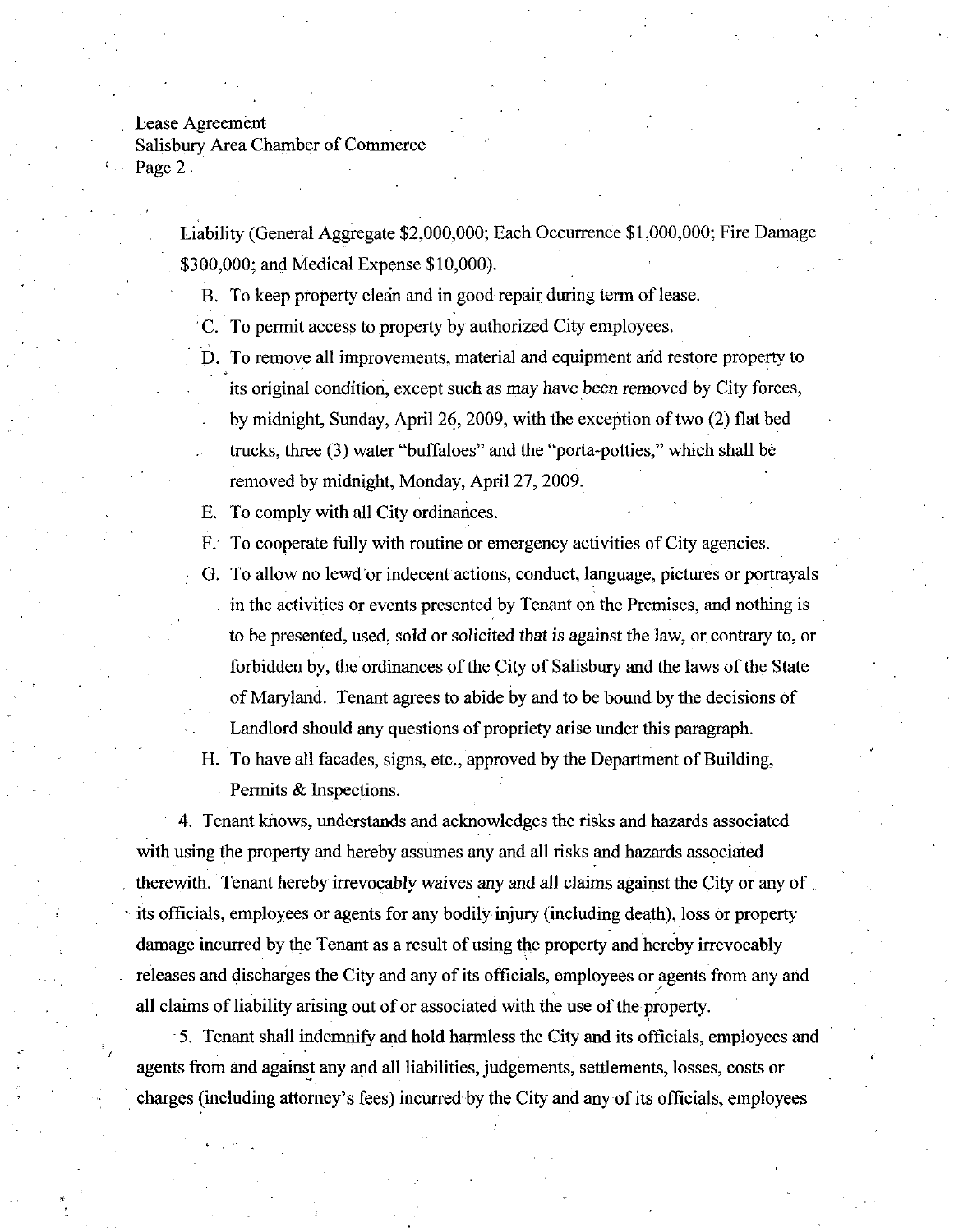Liability (General Aggregate $2,000,000; Each Occurrence $1,000,000; Fire Damage $300,000; and Medical Expense $10,000).

B. To keep property clean and in good repair during term of lease.

C. To permit access to property by authorized City employees.

D. To remove all improvements, material and equipment and restore property to its original condition, except such as may have been removed by City forces, by midnight, Sunday, April 26, 2009, with the exception of two (2) flat bed trucks, three (3) water "buffaloes" and the "porta-potties," which shall be removed by midnight, Monday, April 27, 2009.

E. To comply with all City ordinances.

F. To cooperate fully with routine or emergency activities of City agencies.

G. To allow no lewd or indecent actions, conduct, language, pictures or portrayals in the activities or events presented by Tenant on the Premises, and nothing is to be presented, used, sold or solicited that is against the law, or contrary to, or forbidden by, the ordinances of the City of Salisbury and the laws of the State of Maryland. Tenant agrees to abide by and to be bound by the decisions of Landlord should any questions of propriety arise under this paragraph.

H. To have all facades, signs, etc., approved by the Department of Building, Permits & Inspections.

4. Tenant knows, understands and acknowledges the risks and hazards associated with using the property and hereby assumes any and all risks and hazards associated therewith. Tenant hereby irrevocably waives any and all claims against the City or any of its officials, employees or agents for any bodily injury (including death), loss or property damage incurred by the Tenant as a result of using the property and hereby irrevocably releases and discharges the City and any of its officials, employees or agents from any and all claims of liability arising out of or associated with the use of the property.

5. Tenant shall indemnify and hold harmless the City and its officials, employees and agents from and against any and all liabilities, judgements, settlements, losses, costs or charges (including attorney's fees) incurred by the City and any of its officials, employees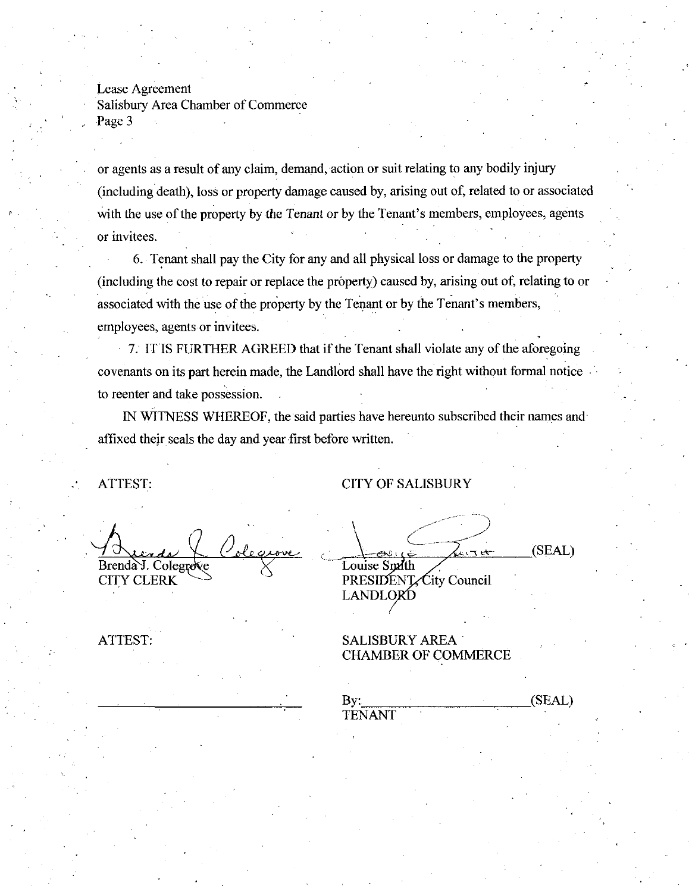or agents as a result of any claim, demand, action or suit relating to any bodily injury (including death), loss or property damage caused by, arising out of, related to or associated with the use of the property by the Tenant or by the Tenant's members, employees, agents or invitees.

6. Tenant shall pay the City for any and all physical loss or damage to the property (including the cost to repair or replace the property) caused by, arising out of, relating to or associated with the use of the property by the Tenant or by the Tenant's members, employees, agents or invitees.

7. IT IS FURTHER AGREED that if the Tenant shall violate any of the aforegoing covenants on its part herein made, the Landlord shall have the right without formal notice to reenter and take possession.

IN WITNESS WHEREOF, the said parties have hereunto subscribed their names and affixed their seals the day and year first before written.

ATTEST:

Brenda J. Colegrove
CITY CLERK

CITY OF SALISBURY

_______________________ (SEAL)
Louise Smith
PRESIDENT, City Council
LANDLORD

ATTEST:

_______________________

SALISBURY AREA CHAMBER OF COMMERCE

By:_______________________ (SEAL)
TENANT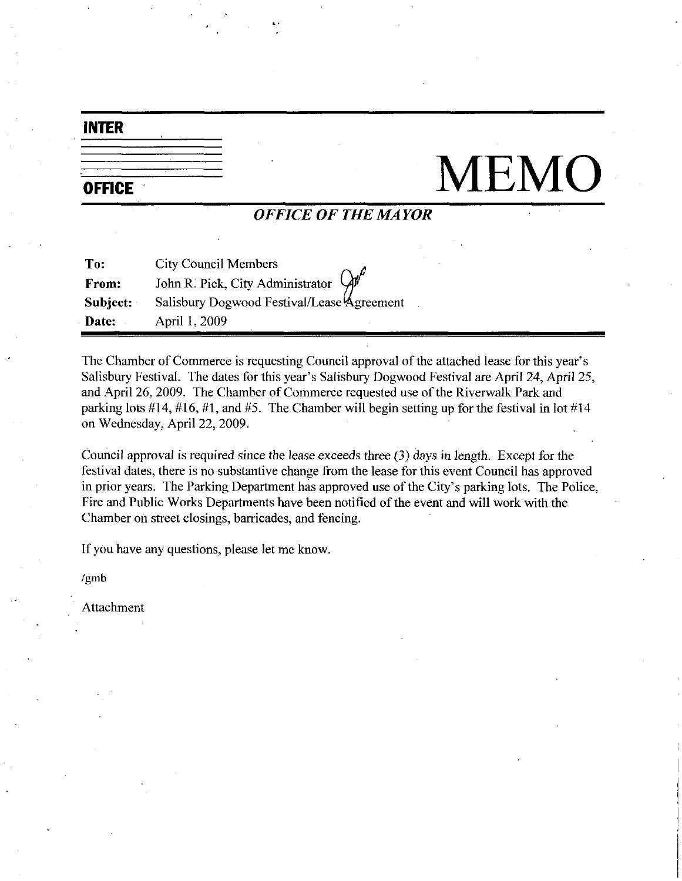**INTER OFFICE**

# MEMO

***OFFICE OF THE MAYOR***

| | |
|---|---|
| **To:** | City Council Members |
| **From:** | John R. Pick, City Administrator |
| **Subject:** | Salisbury Dogwood Festival/Lease Agreement |
| **Date:** | April 1, 2009 |

The Chamber of Commerce is requesting Council approval of the attached lease for this year's Salisbury Festival. The dates for this year's Salisbury Dogwood Festival are April 24, April 25, and April 26, 2009. The Chamber of Commerce requested use of the Riverwalk Park and parking lots #14, #16, #1, and #5. The Chamber will begin setting up for the festival in lot #14 on Wednesday, April 22, 2009.

Council approval is required since the lease exceeds three (3) days in length. Except for the festival dates, there is no substantive change from the lease for this event Council has approved in prior years. The Parking Department has approved use of the City's parking lots. The Police, Fire and Public Works Departments have been notified of the event and will work with the Chamber on street closings, barricades, and fencing.

If you have any questions, please let me know.

/gmb

Attachment